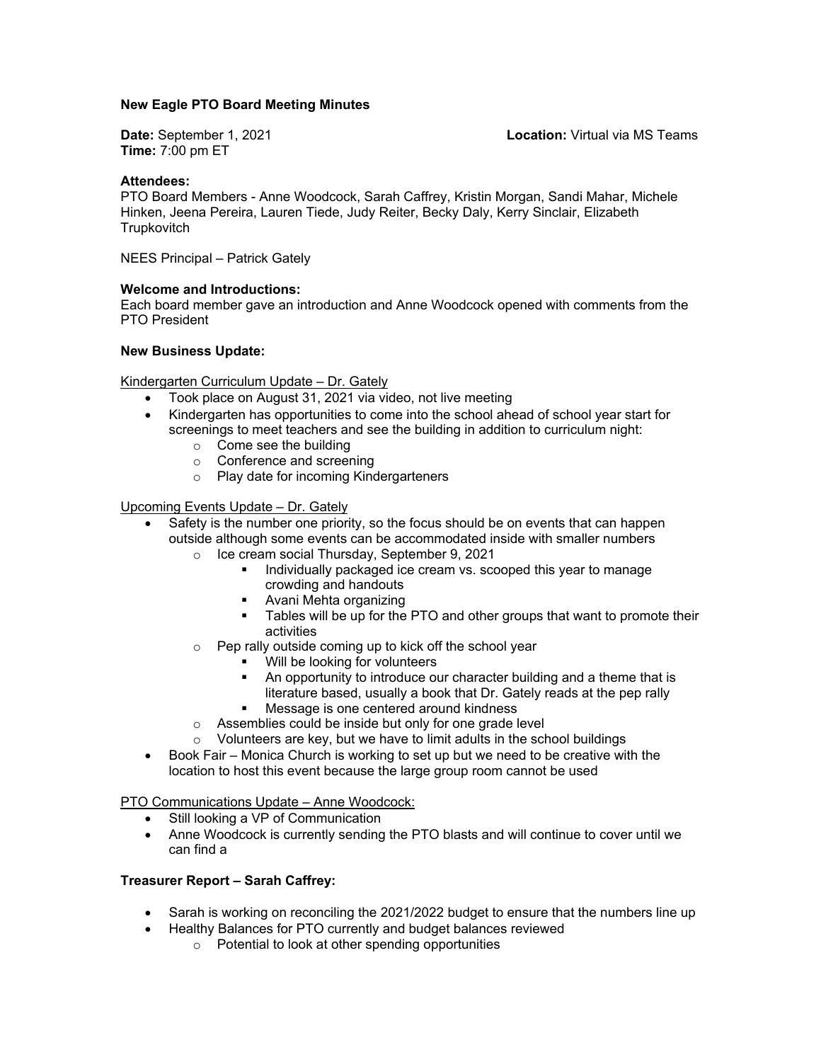**New Eagle PTO Board Meeting Minutes**

**Date:** September 1, 2021
**Time:** 7:00 pm ET
**Location:** Virtual via MS Teams

**Attendees:**
PTO Board Members - Anne Woodcock, Sarah Caffrey, Kristin Morgan, Sandi Mahar, Michele Hinken, Jeena Pereira, Lauren Tiede, Judy Reiter, Becky Daly, Kerry Sinclair, Elizabeth Trupkovitch

NEES Principal – Patrick Gately

**Welcome and Introductions:**
Each board member gave an introduction and Anne Woodcock opened with comments from the PTO President

**New Business Update:**

Kindergarten Curriculum Update – Dr. Gately

- Took place on August 31, 2021 via video, not live meeting
- Kindergarten has opportunities to come into the school ahead of school year start for screenings to meet teachers and see the building in addition to curriculum night:
  - Come see the building
  - Conference and screening
  - Play date for incoming Kindergarteners

Upcoming Events Update – Dr. Gately

- Safety is the number one priority, so the focus should be on events that can happen outside although some events can be accommodated inside with smaller numbers
  - Ice cream social Thursday, September 9, 2021
    - Individually packaged ice cream vs. scooped this year to manage crowding and handouts
    - Avani Mehta organizing
    - Tables will be up for the PTO and other groups that want to promote their activities
  - Pep rally outside coming up to kick off the school year
    - Will be looking for volunteers
    - An opportunity to introduce our character building and a theme that is literature based, usually a book that Dr. Gately reads at the pep rally
    - Message is one centered around kindness
  - Assemblies could be inside but only for one grade level
  - Volunteers are key, but we have to limit adults in the school buildings
- Book Fair – Monica Church is working to set up but we need to be creative with the location to host this event because the large group room cannot be used

PTO Communications Update – Anne Woodcock:

- Still looking a VP of Communication
- Anne Woodcock is currently sending the PTO blasts and will continue to cover until we can find a

**Treasurer Report – Sarah Caffrey:**

- Sarah is working on reconciling the 2021/2022 budget to ensure that the numbers line up
- Healthy Balances for PTO currently and budget balances reviewed
  - Potential to look at other spending opportunities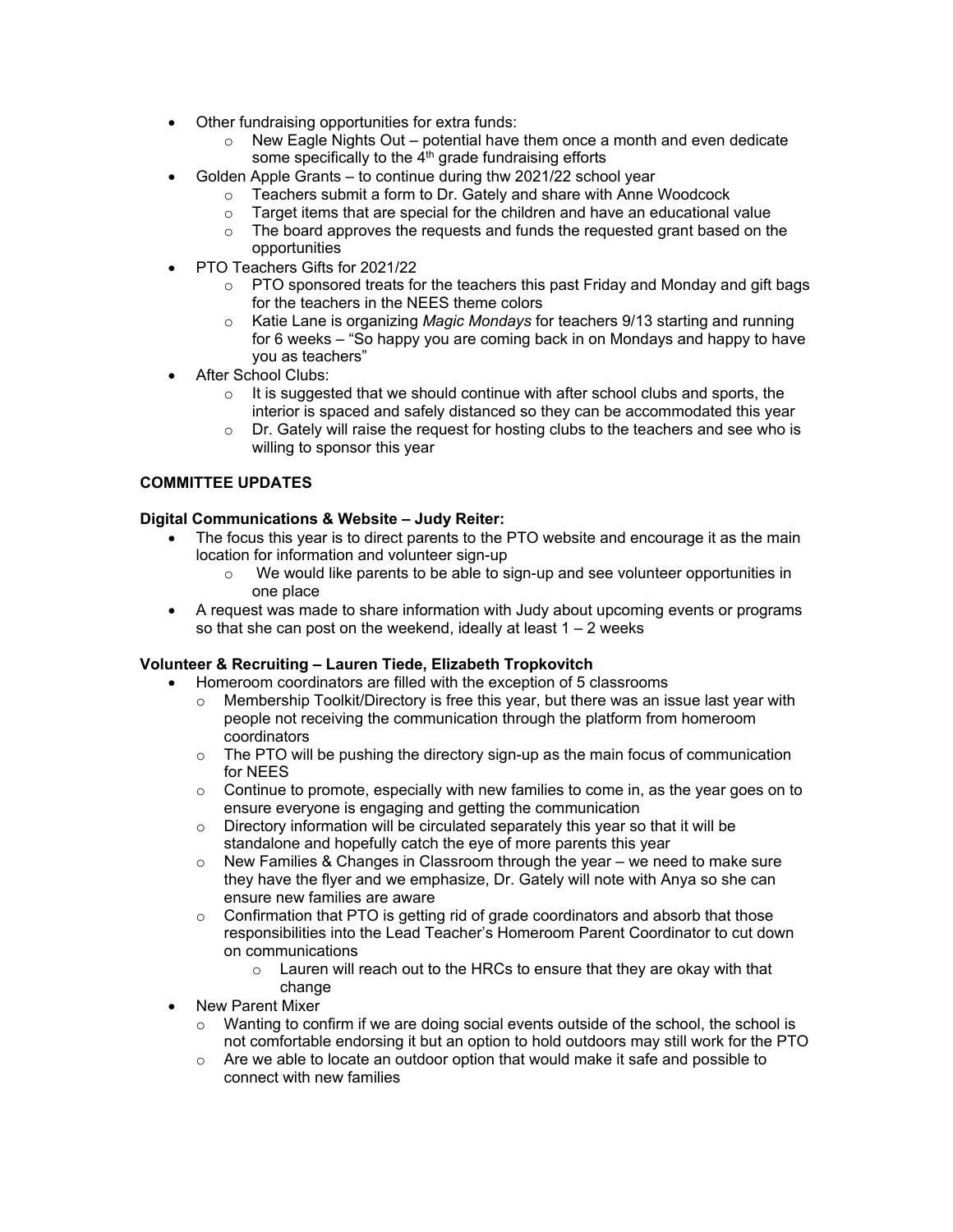- Other fundraising opportunities for extra funds:
  - New Eagle Nights Out – potential have them once a month and even dedicate some specifically to the 4th grade fundraising efforts
- Golden Apple Grants – to continue during thw 2021/22 school year
  - Teachers submit a form to Dr. Gately and share with Anne Woodcock
  - Target items that are special for the children and have an educational value
  - The board approves the requests and funds the requested grant based on the opportunities
- PTO Teachers Gifts for 2021/22
  - PTO sponsored treats for the teachers this past Friday and Monday and gift bags for the teachers in the NEES theme colors
  - Katie Lane is organizing *Magic Mondays* for teachers 9/13 starting and running for 6 weeks – "So happy you are coming back in on Mondays and happy to have you as teachers"
- After School Clubs:
  - It is suggested that we should continue with after school clubs and sports, the interior is spaced and safely distanced so they can be accommodated this year
  - Dr. Gately will raise the request for hosting clubs to the teachers and see who is willing to sponsor this year

**COMMITTEE UPDATES**

**Digital Communications & Website – Judy Reiter:**

- The focus this year is to direct parents to the PTO website and encourage it as the main location for information and volunteer sign-up
  - We would like parents to be able to sign-up and see volunteer opportunities in one place
- A request was made to share information with Judy about upcoming events or programs so that she can post on the weekend, ideally at least 1 – 2 weeks

**Volunteer & Recruiting – Lauren Tiede, Elizabeth Tropkovitch**

- Homeroom coordinators are filled with the exception of 5 classrooms
  - Membership Toolkit/Directory is free this year, but there was an issue last year with people not receiving the communication through the platform from homeroom coordinators
  - The PTO will be pushing the directory sign-up as the main focus of communication for NEES
  - Continue to promote, especially with new families to come in, as the year goes on to ensure everyone is engaging and getting the communication
  - Directory information will be circulated separately this year so that it will be standalone and hopefully catch the eye of more parents this year
  - New Families & Changes in Classroom through the year – we need to make sure they have the flyer and we emphasize, Dr. Gately will note with Anya so she can ensure new families are aware
  - Confirmation that PTO is getting rid of grade coordinators and absorb that those responsibilities into the Lead Teacher's Homeroom Parent Coordinator to cut down on communications
    - Lauren will reach out to the HRCs to ensure that they are okay with that change
- New Parent Mixer
  - Wanting to confirm if we are doing social events outside of the school, the school is not comfortable endorsing it but an option to hold outdoors may still work for the PTO
  - Are we able to locate an outdoor option that would make it safe and possible to connect with new families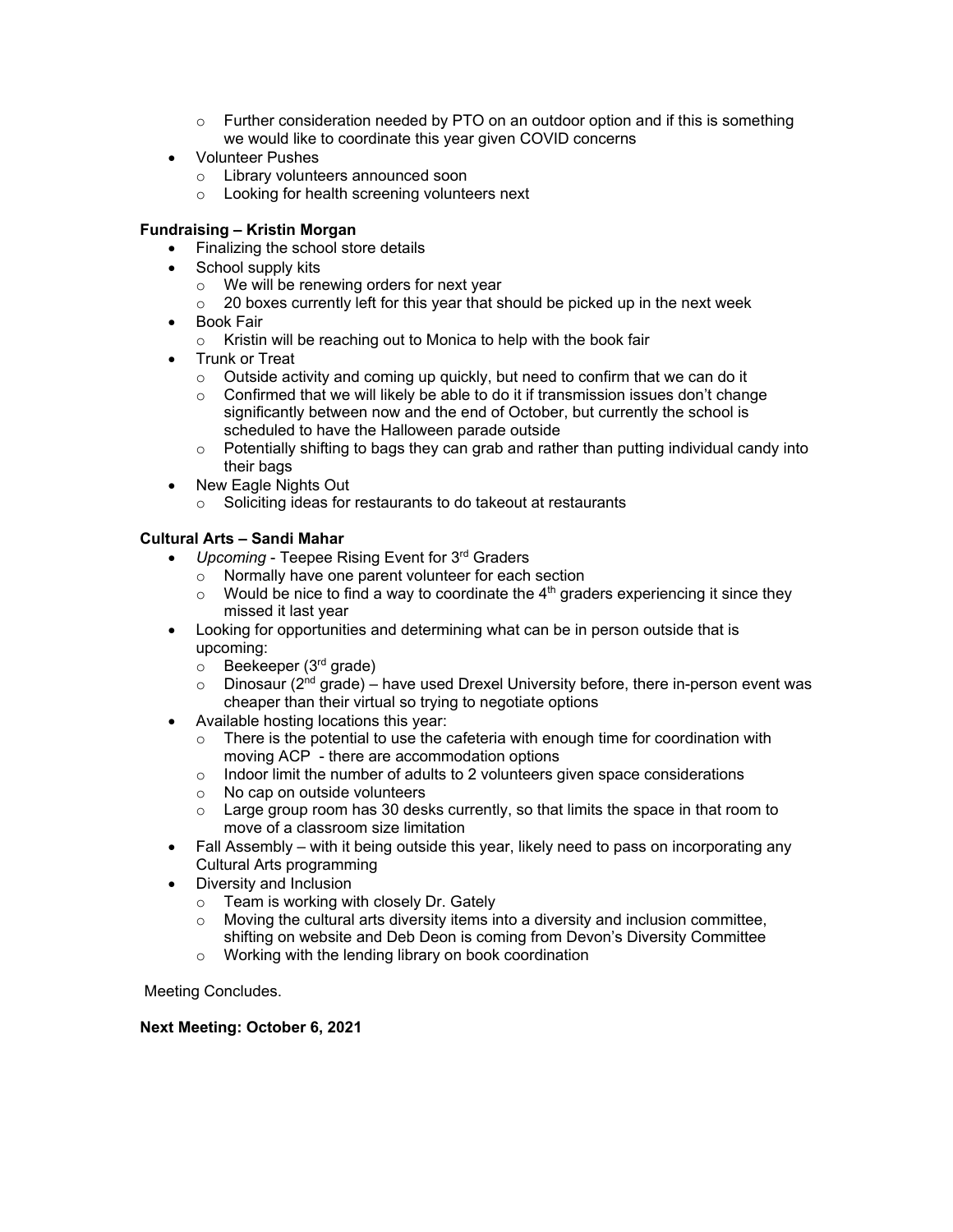- Further consideration needed by PTO on an outdoor option and if this is something we would like to coordinate this year given COVID concerns
- Volunteer Pushes
  - Library volunteers announced soon
  - Looking for health screening volunteers next

**Fundraising – Kristin Morgan**

- Finalizing the school store details
- School supply kits
  - We will be renewing orders for next year
  - 20 boxes currently left for this year that should be picked up in the next week
- Book Fair
  - Kristin will be reaching out to Monica to help with the book fair
- Trunk or Treat
  - Outside activity and coming up quickly, but need to confirm that we can do it
  - Confirmed that we will likely be able to do it if transmission issues don't change significantly between now and the end of October, but currently the school is scheduled to have the Halloween parade outside
  - Potentially shifting to bags they can grab and rather than putting individual candy into their bags
- New Eagle Nights Out
  - Soliciting ideas for restaurants to do takeout at restaurants

**Cultural Arts – Sandi Mahar**

- *Upcoming* - Teepee Rising Event for 3rd Graders
  - Normally have one parent volunteer for each section
  - Would be nice to find a way to coordinate the 4th graders experiencing it since they missed it last year
- Looking for opportunities and determining what can be in person outside that is upcoming:
  - Beekeeper (3rd grade)
  - Dinosaur (2nd grade) – have used Drexel University before, there in-person event was cheaper than their virtual so trying to negotiate options
- Available hosting locations this year:
  - There is the potential to use the cafeteria with enough time for coordination with moving ACP - there are accommodation options
  - Indoor limit the number of adults to 2 volunteers given space considerations
  - No cap on outside volunteers
  - Large group room has 30 desks currently, so that limits the space in that room to move of a classroom size limitation
- Fall Assembly – with it being outside this year, likely need to pass on incorporating any Cultural Arts programming
- Diversity and Inclusion
  - Team is working with closely Dr. Gately
  - Moving the cultural arts diversity items into a diversity and inclusion committee, shifting on website and Deb Deon is coming from Devon's Diversity Committee
  - Working with the lending library on book coordination

Meeting Concludes.

**Next Meeting: October 6, 2021**